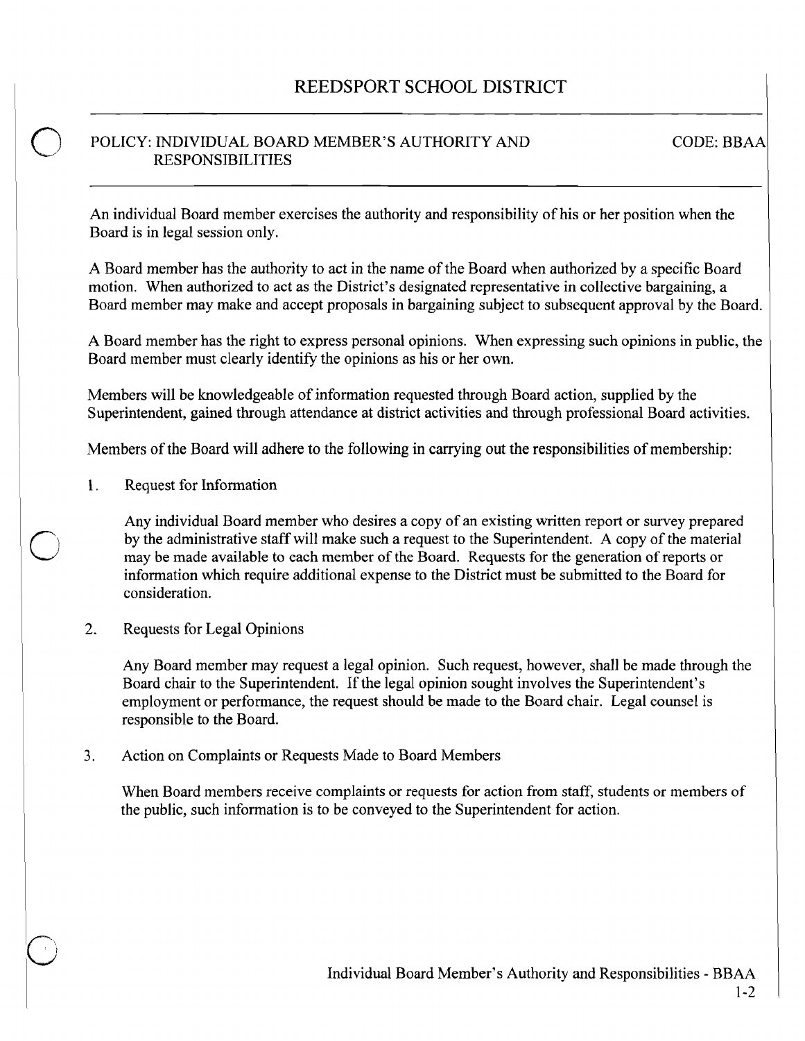# REEDSPORT SCHOOL DISTRICT

**POLICY: INDIVIDUAL BOARD MEMBER'S AUTHORITY AND RESPONSIBILITIES** | **CODE: BBAA**

An individual Board member exercises the authority and responsibility of his or her position when the Board is in legal session only.

A Board member has the authority to act in the name of the Board when authorized by a specific Board motion. When authorized to act as the District's designated representative in collective bargaining, a Board member may make and accept proposals in bargaining subject to subsequent approval by the Board.

A Board member has the right to express personal opinions. When expressing such opinions in public, the Board member must clearly identify the opinions as his or her own.

Members will be knowledgeable of information requested through Board action, supplied by the Superintendent, gained through attendance at district activities and through professional Board activities.

Members of the Board will adhere to the following in carrying out the responsibilities of membership:

1. Request for Information

   Any individual Board member who desires a copy of an existing written report or survey prepared by the administrative staff will make such a request to the Superintendent. A copy of the material may be made available to each member of the Board. Requests for the generation of reports or information which require additional expense to the District must be submitted to the Board for consideration.

2. Requests for Legal Opinions

   Any Board member may request a legal opinion. Such request, however, shall be made through the Board chair to the Superintendent. If the legal opinion sought involves the Superintendent's employment or performance, the request should be made to the Board chair. Legal counsel is responsible to the Board.

3. Action on Complaints or Requests Made to Board Members

   When Board members receive complaints or requests for action from staff, students or members of the public, such information is to be conveyed to the Superintendent for action.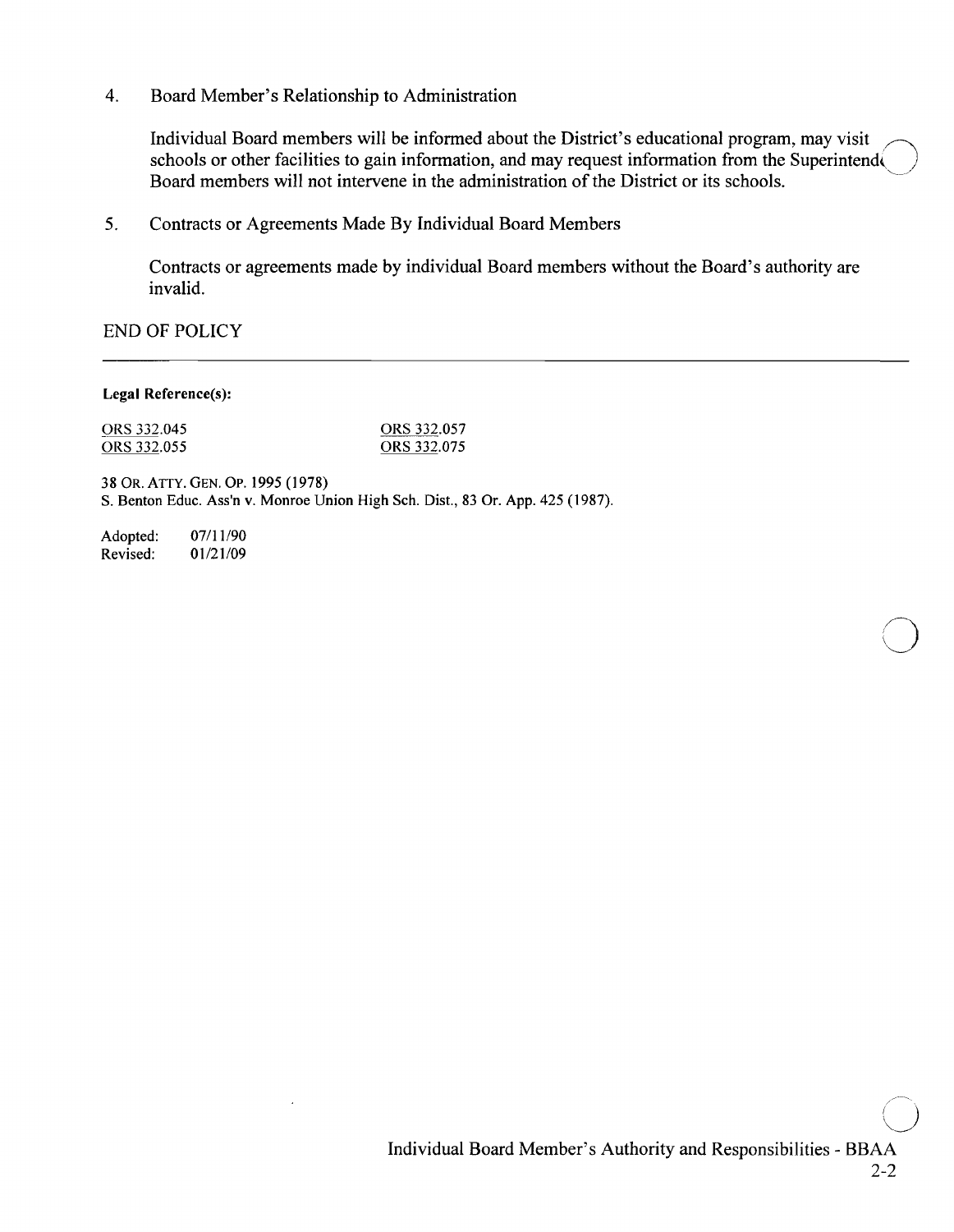4. Board Member's Relationship to Administration

   Individual Board members will be informed about the District's educational program, may visit schools or other facilities to gain information, and may request information from the Superintend Board members will not intervene in the administration of the District or its schools.

5. Contracts or Agreements Made By Individual Board Members

   Contracts or agreements made by individual Board members without the Board's authority are invalid.

END OF POLICY

---

**Legal Reference(s):**

| | |
|---|---|
| ORS 332.045 | ORS 332.057 |
| ORS 332.055 | ORS 332.075 |

38 OR. ATTY. GEN. OP. 1995 (1978)
S. Benton Educ. Ass'n v. Monroe Union High Sch. Dist., 83 Or. App. 425 (1987).

Adopted: 07/11/90
Revised: 01/21/09

Individual Board Member's Authority and Responsibilities - BBAA